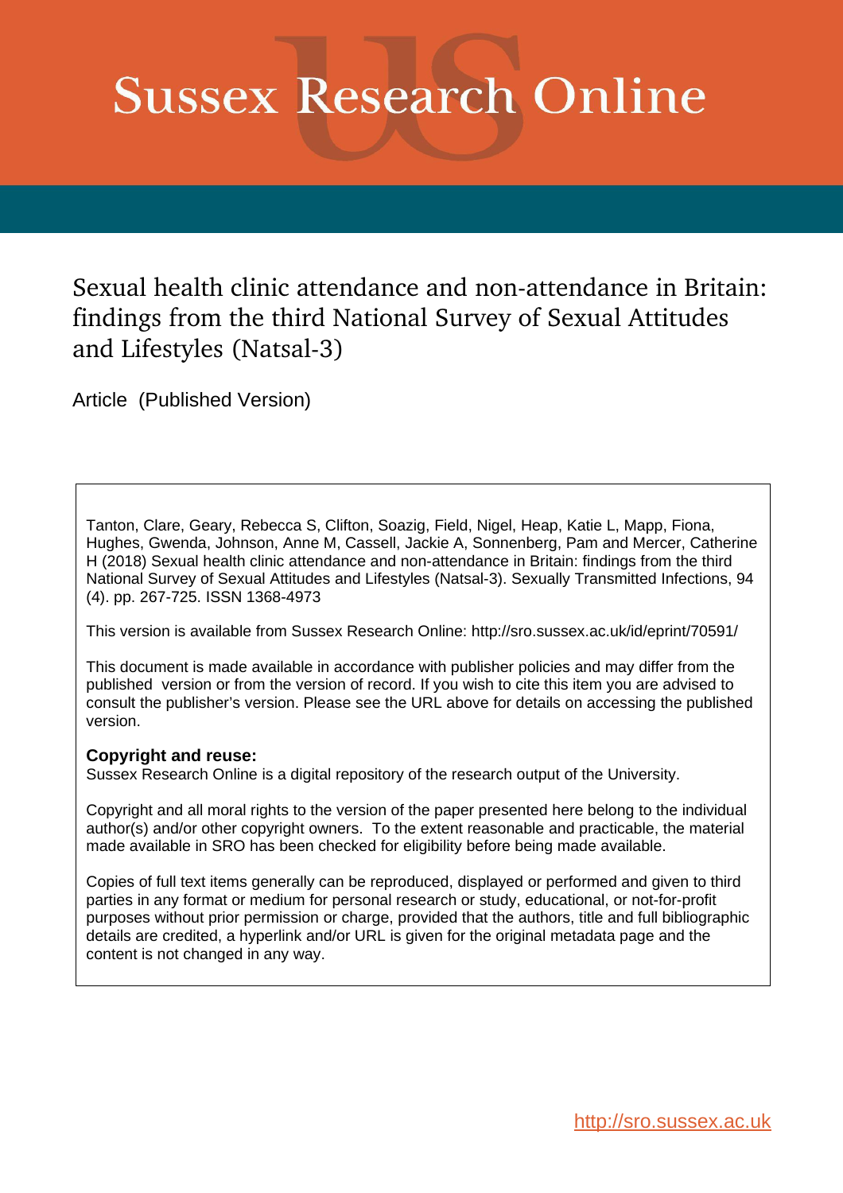# Sussex Research Online

## Sexual health clinic attendance and non-attendance in Britain: findings from the third National Survey of Sexual Attitudes and Lifestyles (Natsal-3)

Article (Published Version)

Tanton, Clare, Geary, Rebecca S, Clifton, Soazig, Field, Nigel, Heap, Katie L, Mapp, Fiona, Hughes, Gwenda, Johnson, Anne M, Cassell, Jackie A, Sonnenberg, Pam and Mercer, Catherine H (2018) Sexual health clinic attendance and non-attendance in Britain: findings from the third National Survey of Sexual Attitudes and Lifestyles (Natsal-3). Sexually Transmitted Infections, 94 (4). pp. 267-725. ISSN 1368-4973

This version is available from Sussex Research Online: http://sro.sussex.ac.uk/id/eprint/70591/

This document is made available in accordance with publisher policies and may differ from the published version or from the version of record. If you wish to cite this item you are advised to consult the publisher's version. Please see the URL above for details on accessing the published version.

**Copyright and reuse:**
Sussex Research Online is a digital repository of the research output of the University.

Copyright and all moral rights to the version of the paper presented here belong to the individual author(s) and/or other copyright owners. To the extent reasonable and practicable, the material made available in SRO has been checked for eligibility before being made available.

Copies of full text items generally can be reproduced, displayed or performed and given to third parties in any format or medium for personal research or study, educational, or not-for-profit purposes without prior permission or charge, provided that the authors, title and full bibliographic details are credited, a hyperlink and/or URL is given for the original metadata page and the content is not changed in any way.

http://sro.sussex.ac.uk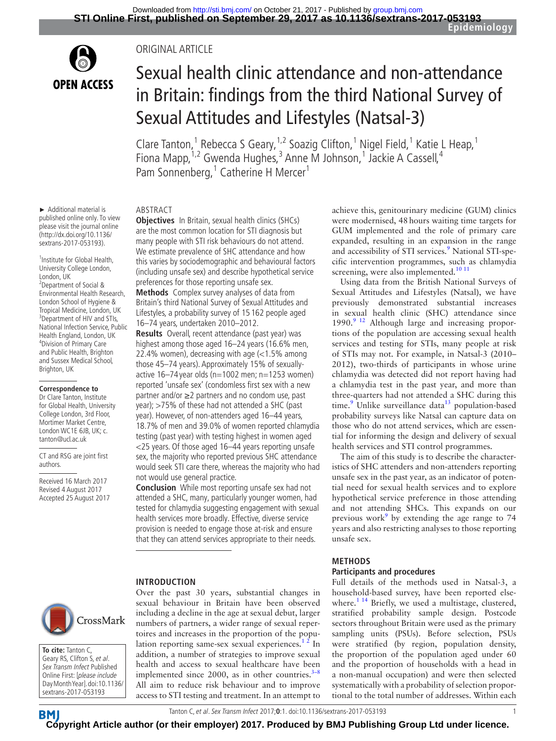ORIGINAL ARTICLE

# Sexual health clinic attendance and non-attendance in Britain: findings from the third National Survey of Sexual Attitudes and Lifestyles (Natsal-3)

Clare Tanton,[1] Rebecca S Geary,[1,2] Soazig Clifton,[1] Nigel Field,[1] Katie L Heap,[1] Fiona Mapp,[1,2] Gwenda Hughes,[3] Anne M Johnson,[1] Jackie A Cassell,[4] Pam Sonnenberg,[1] Catherine H Mercer[1]

► Additional material is published online only. To view please visit the journal online (http://dx.doi.org/10.1136/sextrans-2017-053193).

[1]Institute for Global Health, University College London, London, UK
[2]Department of Social & Environmental Health Research, London School of Hygiene & Tropical Medicine, London, UK
[3]Department of HIV and STIs, National Infection Service, Public Health England, London, UK
[4]Division of Primary Care and Public Health, Brighton and Sussex Medical School, Brighton, UK

**Correspondence to**
Dr Clare Tanton, Institute for Global Health, University College London, 3rd Floor, Mortimer Market Centre, London WC1E 6JB, UK; c.tanton@ucl.ac.uk

CT and RSG are joint first authors.

Received 16 March 2017
Revised 4 August 2017
Accepted 25 August 2017

**To cite:** Tanton C, Geary RS, Clifton S, *et al*. *Sex Transm Infect* Published Online First: [*please include Day Month Year*]. doi:10.1136/sextrans-2017-053193

## ABSTRACT

**Objectives** In Britain, sexual health clinics (SHCs) are the most common location for STI diagnosis but many people with STI risk behaviours do not attend. We estimate prevalence of SHC attendance and how this varies by sociodemographic and behavioural factors (including unsafe sex) and describe hypothetical service preferences for those reporting unsafe sex.

**Methods** Complex survey analyses of data from Britain's third National Survey of Sexual Attitudes and Lifestyles, a probability survey of 15 162 people aged 16–74 years, undertaken 2010–2012.

**Results** Overall, recent attendance (past year) was highest among those aged 16–24 years (16.6% men, 22.4% women), decreasing with age (<1.5% among those 45–74 years). Approximately 15% of sexually-active 16–74 year olds (n=1002 men; n=1253 women) reported 'unsafe sex' (condomless first sex with a new partner and/or ≥2 partners and no condom use, past year); >75% of these had not attended a SHC (past year). However, of non-attenders aged 16–44 years, 18.7% of men and 39.0% of women reported chlamydia testing (past year) with testing highest in women aged <25 years. Of those aged 16–44 years reporting unsafe sex, the majority who reported previous SHC attendance would seek STI care there, whereas the majority who had not would use general practice.

**Conclusion** While most reporting unsafe sex had not attended a SHC, many, particularly younger women, had tested for chlamydia suggesting engagement with sexual health services more broadly. Effective, diverse service provision is needed to engage those at-risk and ensure that they can attend services appropriate to their needs.

## INTRODUCTION

Over the past 30 years, substantial changes in sexual behaviour in Britain have been observed including a decline in the age at sexual debut, larger numbers of partners, a wider range of sexual repertoires and increases in the proportion of the population reporting same-sex sexual experiences.[1 2] In addition, a number of strategies to improve sexual health and access to sexual healthcare have been implemented since 2000, as in other countries.[3–8] All aim to reduce risk behaviour and to improve access to STI testing and treatment. In an attempt to achieve this, genitourinary medicine (GUM) clinics were modernised, 48 hours waiting time targets for GUM implemented and the role of primary care expanded, resulting in an expansion in the range and accessibility of STI services.[9] National STI-specific intervention programmes, such as chlamydia screening, were also implemented.[10 11]

Using data from the British National Surveys of Sexual Attitudes and Lifestyles (Natsal), we have previously demonstrated substantial increases in sexual health clinic (SHC) attendance since 1990.[9 12] Although large and increasing proportions of the population are accessing sexual health services and testing for STIs, many people at risk of STIs may not. For example, in Natsal-3 (2010–2012), two-thirds of participants in whose urine chlamydia was detected did not report having had a chlamydia test in the past year, and more than three-quarters had not attended a SHC during this time.[9] Unlike surveillance data[13] population-based probability surveys like Natsal can capture data on those who do not attend services, which are essential for informing the design and delivery of sexual health services and STI control programmes.

The aim of this study is to describe the characteristics of SHC attenders and non-attenders reporting unsafe sex in the past year, as an indicator of potential need for sexual health services and to explore hypothetical service preference in those attending and not attending SHCs. This expands on our previous work[9] by extending the age range to 74 years and also restricting analyses to those reporting unsafe sex.

## METHODS

### Participants and procedures

Full details of the methods used in Natsal-3, a household-based survey, have been reported elsewhere.[1 14] Briefly, we used a multistage, clustered, stratified probability sample design. Postcode sectors throughout Britain were used as the primary sampling units (PSUs). Before selection, PSUs were stratified (by region, population density, the proportion of the population aged under 60 and the proportion of households with a head in a non-manual occupation) and were then selected systematically with a probability of selection proportional to the total number of addresses. Within each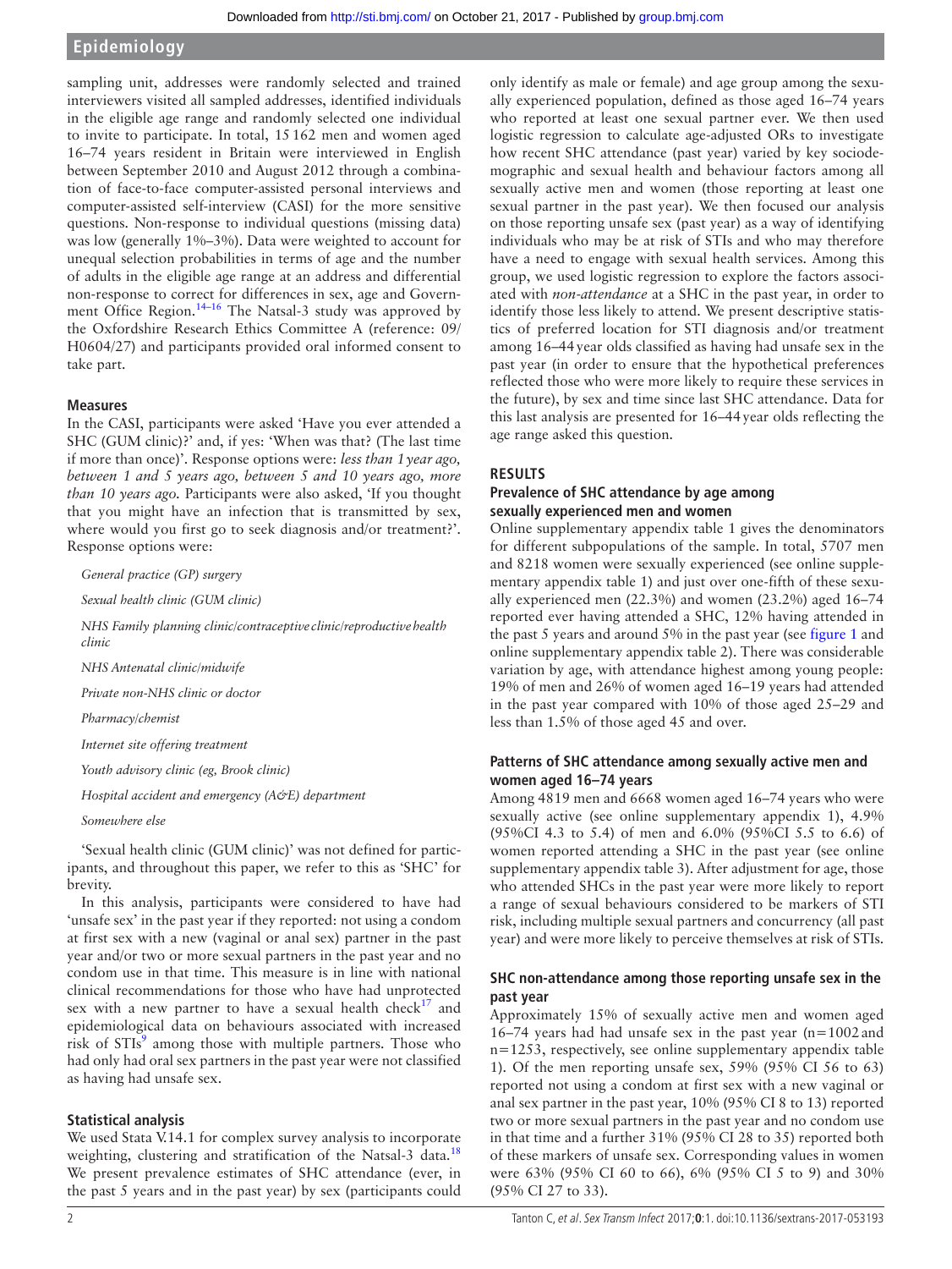sampling unit, addresses were randomly selected and trained interviewers visited all sampled addresses, identified individuals in the eligible age range and randomly selected one individual to invite to participate. In total, 15 162 men and women aged 16–74 years resident in Britain were interviewed in English between September 2010 and August 2012 through a combination of face-to-face computer-assisted personal interviews and computer-assisted self-interview (CASI) for the more sensitive questions. Non-response to individual questions (missing data) was low (generally 1%–3%). Data were weighted to account for unequal selection probabilities in terms of age and the number of adults in the eligible age range at an address and differential non-response to correct for differences in sex, age and Government Office Region.[14–16] The Natsal-3 study was approved by the Oxfordshire Research Ethics Committee A (reference: 09/H0604/27) and participants provided oral informed consent to take part.

### Measures

In the CASI, participants were asked 'Have you ever attended a SHC (GUM clinic)?' and, if yes: 'When was that? (The last time if more than once)'. Response options were: *less than 1 year ago, between 1 and 5 years ago, between 5 and 10 years ago, more than 10 years ago.* Participants were also asked, 'If you thought that you might have an infection that is transmitted by sex, where would you first go to seek diagnosis and/or treatment?'. Response options were:

*General practice (GP) surgery*

*Sexual health clinic (GUM clinic)*

*NHS Family planning clinic/contraceptive clinic/reproductive health clinic*

*NHS Antenatal clinic/midwife*

*Private non-NHS clinic or doctor*

*Pharmacy/chemist*

*Internet site offering treatment*

*Youth advisory clinic (eg, Brook clinic)*

*Hospital accident and emergency (A&E) department*

*Somewhere else*

'Sexual health clinic (GUM clinic)' was not defined for participants, and throughout this paper, we refer to this as 'SHC' for brevity.

In this analysis, participants were considered to have had 'unsafe sex' in the past year if they reported: not using a condom at first sex with a new (vaginal or anal sex) partner in the past year and/or two or more sexual partners in the past year and no condom use in that time. This measure is in line with national clinical recommendations for those who have had unprotected sex with a new partner to have a sexual health check[17] and epidemiological data on behaviours associated with increased risk of STIs[9] among those with multiple partners. Those who had only had oral sex partners in the past year were not classified as having had unsafe sex.

### Statistical analysis

We used Stata V.14.1 for complex survey analysis to incorporate weighting, clustering and stratification of the Natsal-3 data.[18] We present prevalence estimates of SHC attendance (ever, in the past 5 years and in the past year) by sex (participants could only identify as male or female) and age group among the sexually experienced population, defined as those aged 16–74 years who reported at least one sexual partner ever. We then used logistic regression to calculate age-adjusted ORs to investigate how recent SHC attendance (past year) varied by key sociodemographic and sexual health and behaviour factors among all sexually active men and women (those reporting at least one sexual partner in the past year). We then focused our analysis on those reporting unsafe sex (past year) as a way of identifying individuals who may be at risk of STIs and who may therefore have a need to engage with sexual health services. Among this group, we used logistic regression to explore the factors associated with *non-attendance* at a SHC in the past year, in order to identify those less likely to attend. We present descriptive statistics of preferred location for STI diagnosis and/or treatment among 16–44 year olds classified as having had unsafe sex in the past year (in order to ensure that the hypothetical preferences reflected those who were more likely to require these services in the future), by sex and time since last SHC attendance. Data for this last analysis are presented for 16–44 year olds reflecting the age range asked this question.

## RESULTS

### Prevalence of SHC attendance by age among sexually experienced men and women

Online supplementary appendix table 1 gives the denominators for different subpopulations of the sample. In total, 5707 men and 8218 women were sexually experienced (see online supplementary appendix table 1) and just over one-fifth of these sexually experienced men (22.3%) and women (23.2%) aged 16–74 reported ever having attended a SHC, 12% having attended in the past 5 years and around 5% in the past year (see figure 1 and online supplementary appendix table 2). There was considerable variation by age, with attendance highest among young people: 19% of men and 26% of women aged 16–19 years had attended in the past year compared with 10% of those aged 25–29 and less than 1.5% of those aged 45 and over.

### Patterns of SHC attendance among sexually active men and women aged 16–74 years

Among 4819 men and 6668 women aged 16–74 years who were sexually active (see online supplementary appendix 1), 4.9% (95%CI 4.3 to 5.4) of men and 6.0% (95%CI 5.5 to 6.6) of women reported attending a SHC in the past year (see online supplementary appendix table 3). After adjustment for age, those who attended SHCs in the past year were more likely to report a range of sexual behaviours considered to be markers of STI risk, including multiple sexual partners and concurrency (all past year) and were more likely to perceive themselves at risk of STIs.

### SHC non-attendance among those reporting unsafe sex in the past year

Approximately 15% of sexually active men and women aged 16–74 years had had unsafe sex in the past year (n=1002 and n=1253, respectively, see online supplementary appendix table 1). Of the men reporting unsafe sex, 59% (95% CI 56 to 63) reported not using a condom at first sex with a new vaginal or anal sex partner in the past year, 10% (95% CI 8 to 13) reported two or more sexual partners in the past year and no condom use in that time and a further 31% (95% CI 28 to 35) reported both of these markers of unsafe sex. Corresponding values in women were 63% (95% CI 60 to 66), 6% (95% CI 5 to 9) and 30% (95% CI 27 to 33).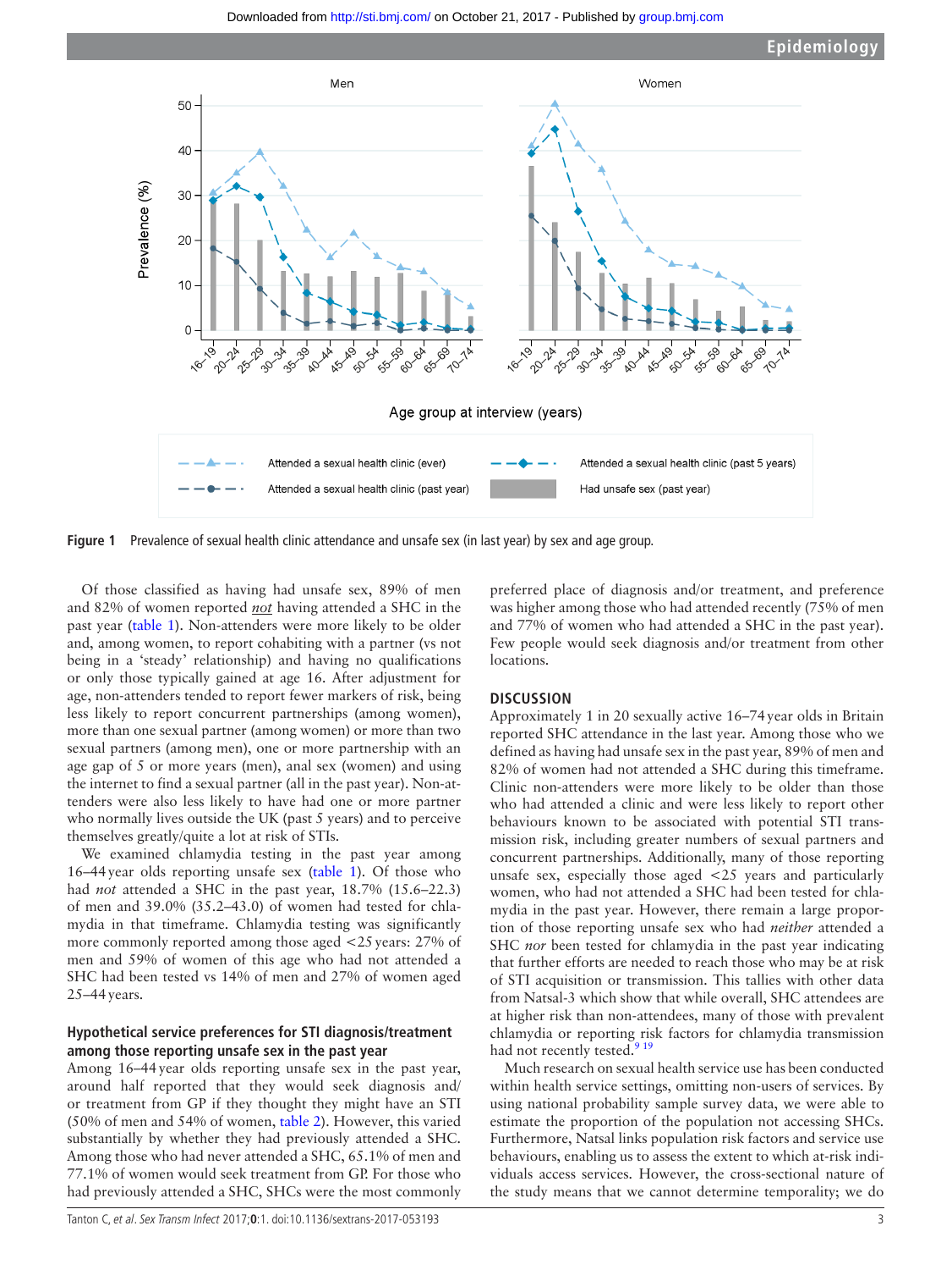**Figure 1** Prevalence of sexual health clinic attendance and unsafe sex (in last year) by sex and age group.

Of those classified as having had unsafe sex, 89% of men and 82% of women reported *not* having attended a SHC in the past year (table 1). Non-attenders were more likely to be older and, among women, to report cohabiting with a partner (vs not being in a 'steady' relationship) and having no qualifications or only those typically gained at age 16. After adjustment for age, non-attenders tended to report fewer markers of risk, being less likely to report concurrent partnerships (among women), more than one sexual partner (among women) or more than two sexual partners (among men), one or more partnership with an age gap of 5 or more years (men), anal sex (women) and using the internet to find a sexual partner (all in the past year). Non-attenders were also less likely to have had one or more partner who normally lives outside the UK (past 5 years) and to perceive themselves greatly/quite a lot at risk of STIs.

We examined chlamydia testing in the past year among 16–44 year olds reporting unsafe sex (table 1). Of those who had *not* attended a SHC in the past year, 18.7% (15.6–22.3) of men and 39.0% (35.2–43.0) of women had tested for chlamydia in that timeframe. Chlamydia testing was significantly more commonly reported among those aged <25 years: 27% of men and 59% of women of this age who had not attended a SHC had been tested vs 14% of men and 27% of women aged 25–44 years.

### Hypothetical service preferences for STI diagnosis/treatment among those reporting unsafe sex in the past year

Among 16–44 year olds reporting unsafe sex in the past year, around half reported that they would seek diagnosis and/or treatment from GP if they thought they might have an STI (50% of men and 54% of women, table 2). However, this varied substantially by whether they had previously attended a SHC. Among those who had never attended a SHC, 65.1% of men and 77.1% of women would seek treatment from GP. For those who had previously attended a SHC, SHCs were the most commonly preferred place of diagnosis and/or treatment, and preference was higher among those who had attended recently (75% of men and 77% of women who had attended a SHC in the past year). Few people would seek diagnosis and/or treatment from other locations.

## DISCUSSION

Approximately 1 in 20 sexually active 16–74 year olds in Britain reported SHC attendance in the last year. Among those who we defined as having had unsafe sex in the past year, 89% of men and 82% of women had not attended a SHC during this timeframe. Clinic non-attenders were more likely to be older than those who had attended a clinic and were less likely to report other behaviours known to be associated with potential STI transmission risk, including greater numbers of sexual partners and concurrent partnerships. Additionally, many of those reporting unsafe sex, especially those aged <25 years and particularly women, who had not attended a SHC had been tested for chlamydia in the past year. However, there remain a large proportion of those reporting unsafe sex who had *neither* attended a SHC *nor* been tested for chlamydia in the past year indicating that further efforts are needed to reach those who may be at risk of STI acquisition or transmission. This tallies with other data from Natsal-3 which show that while overall, SHC attendees are at higher risk than non-attendees, many of those with prevalent chlamydia or reporting risk factors for chlamydia transmission had not recently tested.[9 19]

Much research on sexual health service use has been conducted within health service settings, omitting non-users of services. By using national probability sample survey data, we were able to estimate the proportion of the population not accessing SHCs. Furthermore, Natsal links population risk factors and service use behaviours, enabling us to assess the extent to which at-risk individuals access services. However, the cross-sectional nature of the study means that we cannot determine temporality; we do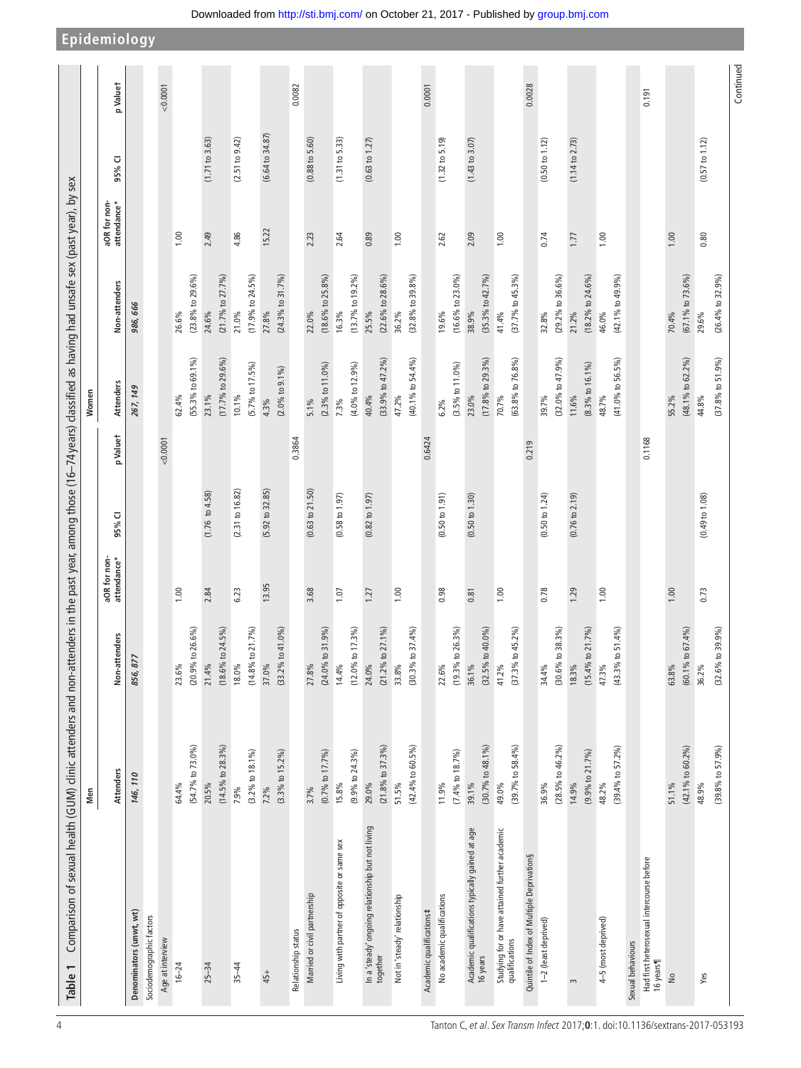**Table 1** Comparison of sexual health (GUM) clinic attenders and non-attenders in the past year, among those (16–74 years) classified as having had unsafe sex (past year), by sex

| | Men | | | | | Women | | | | |
|---|---|---|---|---|---|---|---|---|---|---|
| | Attenders | Non-attenders | aOR for non-attendance* | 95% CI | p Value† | Attenders | Non-attenders | aOR for non-attendance* | 95% CI | p Value† |
| **Denominators (unwt, wt)** | ***146, 110*** | ***856, 877*** | | | | ***267, 149*** | ***986, 666*** | | | |
| Sociodemographic factors | | | | | | | | | | |
| Age at interview | | | | | <0.0001 | | | | | <0.0001 |
| 16–24 | 64.4% (54.7% to 73.0%) | 23.6% (20.9% to 26.6%) | 1.00 | | | 62.4% (55.3% to 69.1%) | 26.6% (23.8% to 29.6%) | 1.00 | | |
| 25–34 | 20.5% (14.5% to 28.3%) | 21.4% (18.6% to 24.5%) | 2.84 | (1.76 to 4.58) | | 23.1% (17.7% to 29.6%) | 24.6% (21.7% to 27.7%) | 2.49 | (1.71 to 3.63) | |
| 35–44 | 7.9% (3.2% to 18.1%) | 18.0% (14.8% to 21.7%) | 6.23 | (2.31 to 16.82) | | 10.1% (5.7% to 17.5%) | 21.0% (17.9% to 24.5%) | 4.86 | (2.51 to 9.42) | |
| 45+ | 7.2% (3.3% to 15.2%) | 37.0% (33.2% to 41.0%) | 13.95 | (5.92 to 32.85) | | 4.3% (2.0% to 9.1%) | 27.8% (24.3% to 31.7%) | 15.22 | (6.64 to 34.87) | |
| Relationship status | | | | | 0.3864 | | | | | 0.0082 |
| Married or civil partnership | 3.7% (0.7% to 17.7%) | 27.8% (24.0% to 31.9%) | 3.68 | (0.63 to 21.50) | | 5.1% (2.3% to 11.0%) | 22.0% (18.6% to 25.8%) | 2.23 | (0.88 to 5.60) | |
| Living with partner of opposite or same sex | 15.8% (9.9% to 24.3%) | 14.4% (12.0% to 17.3%) | 1.07 | (0.58 to 1.97) | | 7.3% (4.0% to 12.9%) | 16.3% (13.7% to 19.2%) | 2.64 | (1.31 to 5.33) | |
| In a 'steady' ongoing relationship but not living together | 29.0% (21.8% to 37.3%) | 24.0% (21.2% to 27.1%) | 1.27 | (0.82 to 1.97) | | 40.4% (33.9% to 47.2%) | 25.5% (22.6% to 28.6%) | 0.89 | (0.63 to 1.27) | |
| Not in 'steady' relationship | 51.5% (42.4% to 60.5%) | 33.8% (30.3% to 37.4%) | 1.00 | | | 47.2% (40.1% to 54.4%) | 36.2% (32.8% to 39.8%) | 1.00 | | |
| Academic qualifications‡ | | | | | 0.6424 | | | | | 0.0001 |
| No academic qualifications | 11.9% (7.4% to 18.7%) | 22.6% (19.3% to 26.3%) | 0.98 | (0.50 to 1.91) | | 6.2% (3.5% to 11.0%) | 19.6% (16.6% to 23.0%) | 2.62 | (1.32 to 5.19) | |
| Academic qualifications typically gained at age 16 years | 39.1% (30.7% to 48.1%) | 36.1% (32.5% to 40.0%) | 0.81 | (0.50 to 1.30) | | 23.0% (17.8% to 29.3%) | 38.9% (35.3% to 42.7%) | 2.09 | (1.43 to 3.07) | |
| Studying for or have attained further academic qualifications | 49.0% (39.7% to 58.4%) | 41.2% (37.3% to 45.2%) | 1.00 | | | 70.7% (63.8% to 76.8%) | 41.4% (37.7% to 45.3%) | 1.00 | | |
| Quintile of Index of Multiple Deprivation§ | | | | | 0.219 | | | | | 0.0028 |
| 1–2 (least deprived) | 36.9% (28.5% to 46.2%) | 34.4% (30.6% to 38.3%) | 0.78 | (0.50 to 1.24) | | 39.7% (32.0% to 47.9%) | 32.8% (29.2% to 36.6%) | 0.74 | (0.50 to 1.12) | |
| 3 | 14.9% (9.9% to 21.7%) | 18.3% (15.4% to 21.7%) | 1.29 | (0.76 to 2.19) | | 11.6% (8.3% to 16.1%) | 21.2% (18.2% to 24.6%) | 1.77 | (1.14 to 2.73) | |
| 4–5 (most deprived) | 48.2% (39.4% to 57.2%) | 47.3% (43.3% to 51.4%) | 1.00 | | | 48.7% (41.0% to 56.5%) | 46.0% (42.1% to 49.9%) | 1.00 | | |
| Sexual behaviours | | | | | | | | | | |
| Had first heterosexual intercourse before 16 years¶ | | | | | 0.1168 | | | | | 0.191 |
| No | 51.1% (42.1% to 60.2%) | 63.8% (60.1% to 67.4%) | 1.00 | | | 55.2% (48.1% to 62.2%) | 70.4% (67.1% to 73.6%) | 1.00 | | |
| Yes | 48.9% (39.8% to 57.9%) | 36.2% (32.6% to 39.9%) | 0.73 | (0.49 to 1.08) | | 44.8% (37.8% to 51.9%) | 29.6% (26.4% to 32.9%) | 0.80 | (0.57 to 1.12) | |

Continued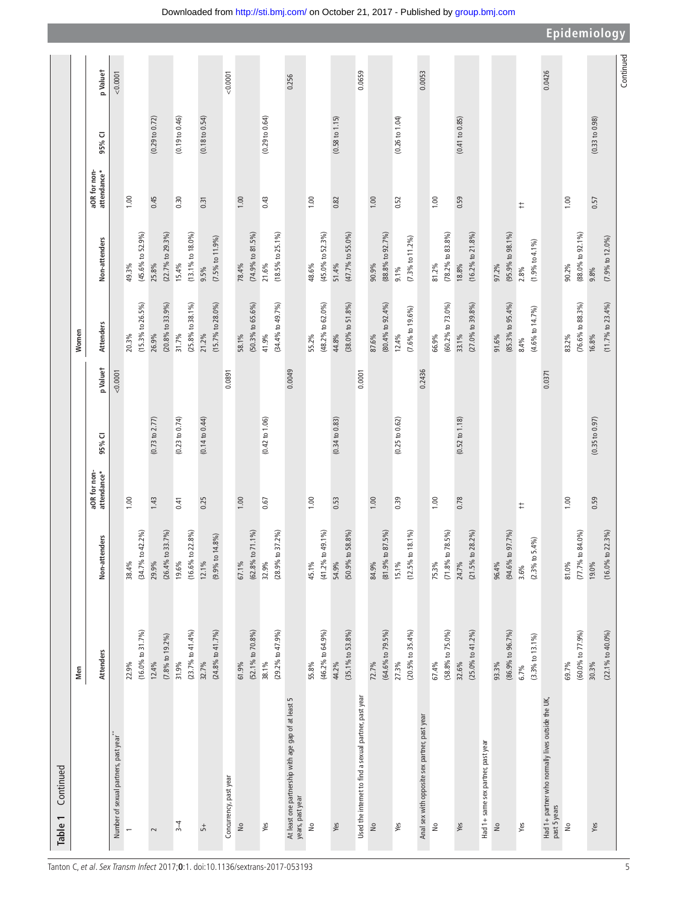Table 1 Continued

| | Men | | | | | Women | | | | |
|---|---|---|---|---|---|---|---|---|---|---|
| | Attenders | Non-attenders | aOR for non-attendance* | 95% CI | p Value† | Attenders | Non-attenders | aOR for non-attendance* | 95% CI | p Value† |
| Number of sexual partners, past year** | | | | | <0.0001 | | | | | <0.0001 |
| 1 | 22.9% (16.0% to 31.7%) | 38.4% (34.7% to 42.2%) | 1.00 | | | 20.3% (15.3% to 26.5%) | 49.3% (45.6% to 52.9%) | 1.00 | | |
| 2 | 12.4% (7.8% to 19.2%) | 29.9% (26.4% to 33.7%) | 1.43 | (0.73 to 2.77) | | 26.9% (20.8% to 33.9%) | 25.8% (22.7% to 29.3%) | 0.45 | (0.29 to 0.72) | |
| 3–4 | 31.9% (23.7% to 41.4%) | 19.6% (16.6% to 22.8%) | 0.41 | (0.23 to 0.74) | | 31.7% (25.8% to 38.1%) | 15.4% (13.1% to 18.0%) | 0.30 | (0.19 to 0.46) | |
| 5+ | 32.7% (24.8% to 41.7%) | 12.1% (9.9% to 14.8%) | 0.25 | (0.14 to 0.44) | | 21.2% (15.7% to 28.0%) | 9.5% (7.5% to 11.9%) | 0.31 | (0.18 to 0.54) | |
| Concurrency, past year | | | | | 0.0891 | | | | | <0.0001 |
| No | 61.9% (52.1% to 70.8%) | 67.1% (62.8% to 71.1%) | 1.00 | | | 58.1% (50.3% to 65.6%) | 78.4% (74.9% to 81.5%) | 1.00 | | |
| Yes | 38.1% (29.2% to 47.9%) | 32.9% (28.9% to 37.2%) | 0.67 | (0.42 to 1.06) | | 41.9% (34.4% to 49.7%) | 21.6% (18.5% to 25.1%) | 0.43 | (0.29 to 0.64) | |
| At least one partnership with age gap of at least 5 years, past year | | | | | 0.0049 | | | | | 0.256 |
| No | 55.8% (46.2% to 64.9%) | 45.1% (41.2% to 49.1%) | 1.00 | | | 55.2% (48.2% to 62.0%) | 48.6% (45.0% to 52.3%) | 1.00 | | |
| Yes | 44.2% (35.1% to 53.8%) | 54.9% (50.9% to 58.8%) | 0.53 | (0.34 to 0.83) | | 44.8% (38.0% to 51.8%) | 51.4% (47.7% to 55.0%) | 0.82 | (0.58 to 1.15) | |
| Used the internet to find a sexual partner, past year | | | | | 0.0001 | | | | | 0.0659 |
| No | 72.7% (64.6% to 79.5%) | 84.9% (81.9% to 87.5%) | 1.00 | | | 87.6% (80.4% to 92.4%) | 90.9% (88.8% to 92.7%) | 1.00 | | |
| Yes | 27.3% (20.5% to 35.4%) | 15.1% (12.5% to 18.1%) | 0.39 | (0.25 to 0.62) | | 12.4% (7.6% to 19.6%) | 9.1% (7.3% to 11.2%) | 0.52 | (0.26 to 1.04) | |
| Anal sex with opposite sex partner, past year | | | | | 0.2436 | | | | | 0.0053 |
| No | 67.4% (58.8% to 75.0%) | 75.3% (71.8% to 78.5%) | 1.00 | | | 66.9% (60.2% to 73.0%) | 81.2% (78.2% to 83.8%) | 1.00 | | |
| Yes | 32.6% (25.0% to 41.2%) | 24.7% (21.5% to 28.2%) | 0.78 | (0.52 to 1.18) | | 33.1% (27.0% to 39.8%) | 18.8% (16.2% to 21.8%) | 0.59 | (0.41 to 0.85) | |
| Had 1+ same sex partner, past year | | | | | | | | | | |
| No | 93.3% (86.9% to 96.7%) | 96.4% (94.6% to 97.7%) | | | | 91.6% (85.3% to 95.4%) | 97.2% (95.9% to 98.1%) | | | |
| Yes | 6.7% (3.3% to 13.1%) | 3.6% (2.3% to 5.4%) | †† | | | 8.4% (4.6% to 14.7%) | 2.8% (1.9% to 4.1%) | †† | | |
| Had 1+ partner who normally lives outside the UK, past 5 years | | | | | 0.0371 | | | | | 0.0426 |
| No | 69.7% (60.0% to 77.9%) | 81.0% (77.7% to 84.0%) | 1.00 | | | 83.2% (76.6% to 88.3%) | 90.2% (88.0% to 92.1%) | 1.00 | | |
| Yes | 30.3% (22.1% to 40.0%) | 19.0% (16.0% to 22.3%) | 0.59 | (0.35 to 0.97) | | 16.8% (11.7% to 23.4%) | 9.8% (7.9% to 12.0%) | 0.57 | (0.33 to 0.98) | |

Continued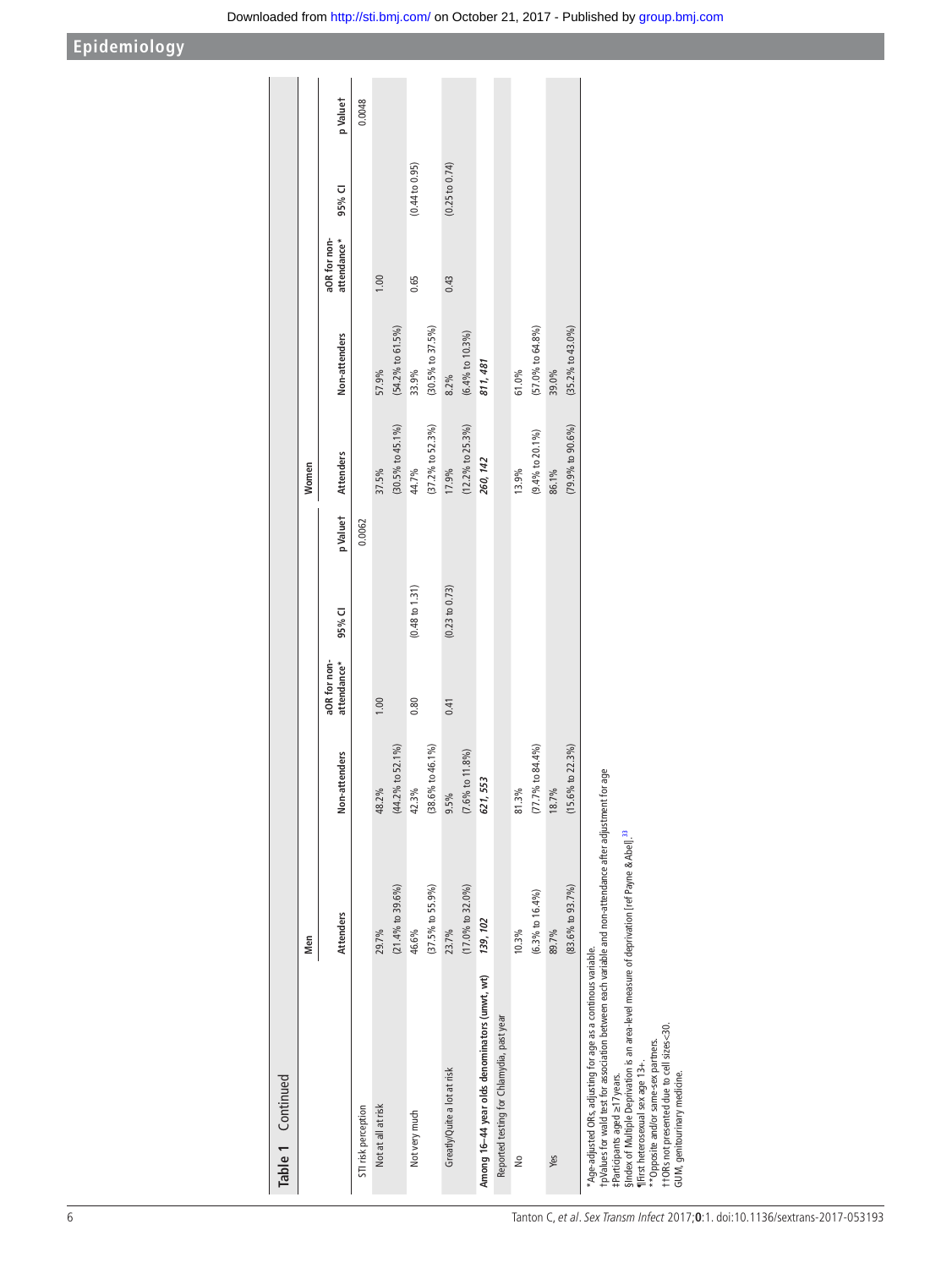**Table 1 Continued**

| | Men | | | | | Women | | | | |
|---|---|---|---|---|---|---|---|---|---|---|
| | Attenders | Non-attenders | aOR for non-attendance* | 95% CI | p Value† | Attenders | Non-attenders | aOR for non-attendance* | 95% CI | p Value† |
| STI risk perception | | | | | 0.0062 | | | | | 0.0048 |
| Not at all at risk | 29.7% (21.4% to 39.6%) | 48.2% (44.2% to 52.1%) | 1.00 | | | 37.5% (30.5% to 45.1%) | 57.9% (54.2% to 61.5%) | 1.00 | | |
| Not very much | 46.6% (37.5% to 55.9%) | 42.3% (38.6% to 46.1%) | 0.80 | (0.48 to 1.31) | | 44.7% (37.2% to 52.3%) | 33.9% (30.5% to 37.5%) | 0.65 | (0.44 to 0.95) | |
| Greatly/Quite a lot at risk | 23.7% (17.0% to 32.0%) | 9.5% (7.6% to 11.8%) | 0.41 | (0.23 to 0.73) | | 17.9% (12.2% to 25.3%) | 8.2% (6.4% to 10.3%) | 0.43 | (0.25 to 0.74) | |
| **Among 16–44 year olds denominators (unwt, wt)** | ***139, 102*** | ***621, 553*** | | | | ***260, 142*** | ***811, 481*** | | | |
| Reported testing for Chlamydia, past year | | | | | | | | | | |
| No | 10.3% (6.3% to 16.4%) | 81.3% (77.7% to 84.4%) | | | | 13.9% (9.4% to 20.1%) | 61.0% (57.0% to 64.8%) | | | |
| Yes | 89.7% (83.6% to 93.7%) | 18.7% (15.6% to 22.3%) | | | | 86.1% (79.9% to 90.6%) | 39.0% (35.2% to 43.0%) | | | |

*Age-adjusted ORs, adjusting for age as a continuous variable.
†pValues for wald test for association between each variable and non-attendance after adjustment for age
‡Participants aged ≥17 years.
§Index of Multiple Deprivation is an area-level measure of deprivation [ref Payne & Abel].[33]
¶First heterosexual sex age 13+.
**Opposite and/or same-sex partners.
††ORs not presented due to cell sizes<30.
GUM, genitourinary medicine.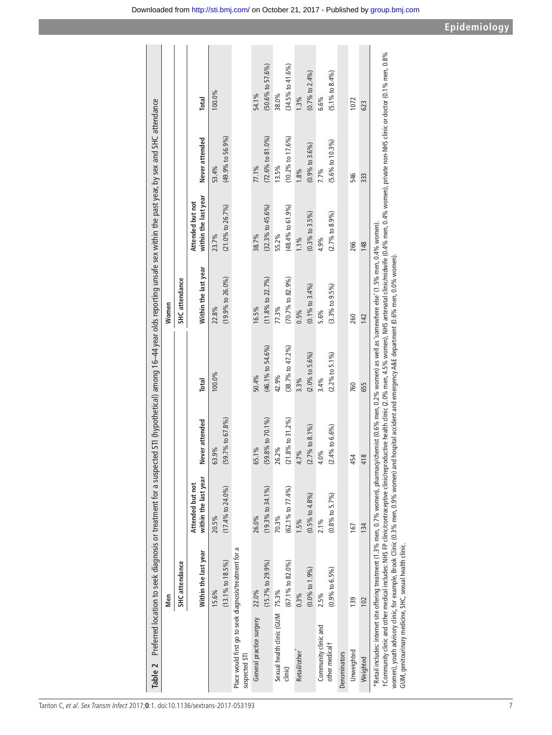**Table 2** Preferred location to seek diagnosis or treatment for a suspected STI (hypothetical) among 16–44 year olds reporting unsafe sex within the past year, by sex and SHC attendance

| | Men | | | | Women | | | |
|---|---|---|---|---|---|---|---|---|
| | SHC attendance | | | | SHC attendance | | | |
| | Within the last year | Attended but not within the last year | Never attended | Total | Within the last year | Attended but not within the last year | Never attended | Total |
| | 15.6% (13.1% to 18.5%) | 20.5% (17.4% to 24.0%) | 63.9% (59.7% to 67.8%) | 100.0% | 22.8% (19.9% to 26.0%) | 23.7% (21.0% to 26.7%) | 53.4% (49.9% to 56.9%) | 100.0% |
| Place would first go to seek diagnosis/treatment for a suspected STI | | | | | | | | |
| General practice surgery | 22.0% (15.7% to 29.9%) | 26.0% (19.3% to 34.1%) | 65.1% (59.8% to 70.1%) | 50.4% (46.1% to 54.6%) | 16.5% (11.8% to 22.7%) | 38.7% (32.3% to 45.6%) | 77.1% (72.6% to 81.0%) | 54.1% (50.6% to 57.6%) |
| Sexual health clinic (GUM clinic) | 75.3% (67.1% to 82.0%) | 70.3% (62.1% to 77.4%) | 26.2% (21.8% to 31.2%) | 42.9% (38.7% to 47.2%) | 77.3% (70.7% to 82.9%) | 55.2% (48.4% to 61.9%) | 13.5% (10.2% to 17.6%) | 38.0% (34.5% to 41.6%) |
| Retail/other* | 0.3% (0.0% to 1.9%) | 1.5% (0.5% to 4.8%) | 4.7% (2.7% to 8.1%) | 3.3% (2.0% to 5.6%) | 0.5% (0.1% to 3.4%) | 1.1% (0.3% to 3.5%) | 1.8% (0.9% to 3.6%) | 1.3% (0.7% to 2.4%) |
| Community clinic and other medical† | 2.5% (0.9% to 6.5%) | 2.1% (0.8% to 5.7%) | 4.0% (2.4% to 6.6%) | 3.4% (2.2% to 5.1%) | 5.6% (3.3% to 9.5%) | 4.9% (2.7% to 8.9%) | 7.7% (5.6% to 10.3%) | 6.6% (5.1% to 8.4%) |
| Denominators | | | | | | | | |
| Unweighted | 139 | 167 | 454 | 760 | 260 | 266 | 546 | 1072 |
| Weighted | 102 | 134 | 418 | 655 | 142 | 148 | 333 | 623 |

*Retail includes: internet site offering treatment (1.3% men, 0.7% women), pharmacy/chemist (0.6% men, 0.2% women) as well as 'somewhere else' (1.5% men, 0.4% women).

†Community clinic and other medical includes: NHS FP clinic/contraceptive clinic/reproductive health clinic (2.0% men, 4.5% women), NHS antenatal clinic/midwife (0.4% men, 0.4% women), private non-NHS clinic or doctor (0.1% men, 0.8% women), youth advisory clinic, for example, Brook Clinic (0.3% men, 0.9% women) and hospital accident and emergency A&E department (0.6% men, 0.0% women).

GUM, genitourinary medicine; SHC, sexual health clinic.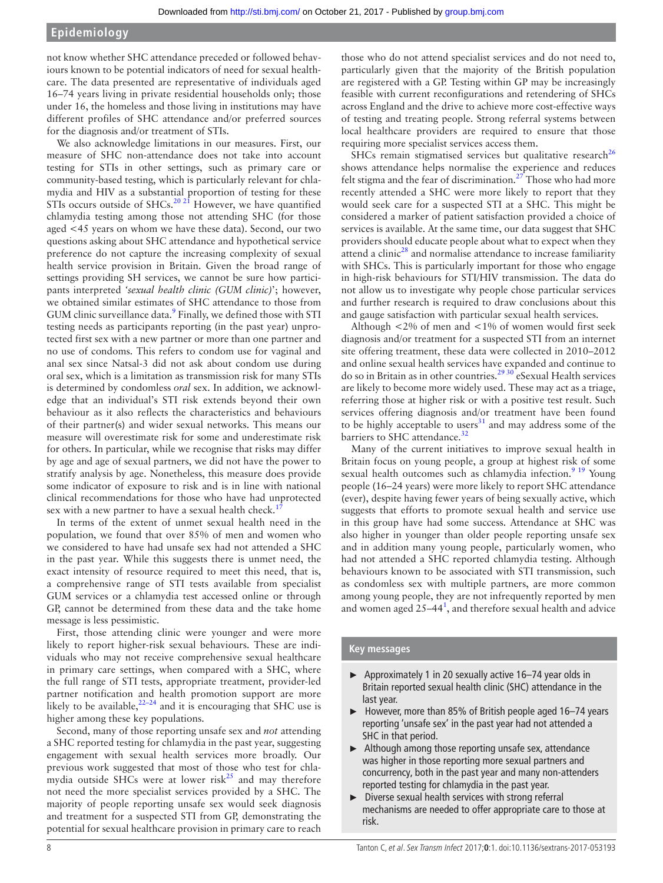not know whether SHC attendance preceded or followed behaviours known to be potential indicators of need for sexual healthcare. The data presented are representative of individuals aged 16–74 years living in private residential households only; those under 16, the homeless and those living in institutions may have different profiles of SHC attendance and/or preferred sources for the diagnosis and/or treatment of STIs.

We also acknowledge limitations in our measures. First, our measure of SHC non-attendance does not take into account testing for STIs in other settings, such as primary care or community-based testing, which is particularly relevant for chlamydia and HIV as a substantial proportion of testing for these STIs occurs outside of SHCs.[20 21] However, we have quantified chlamydia testing among those not attending SHC (for those aged <45 years on whom we have these data). Second, our two questions asking about SHC attendance and hypothetical service preference do not capture the increasing complexity of sexual health service provision in Britain. Given the broad range of settings providing SH services, we cannot be sure how participants interpreted '*sexual health clinic (GUM clinic)*'; however, we obtained similar estimates of SHC attendance to those from GUM clinic surveillance data.[9] Finally, we defined those with STI testing needs as participants reporting (in the past year) unprotected first sex with a new partner or more than one partner and no use of condoms. This refers to condom use for vaginal and anal sex since Natsal-3 did not ask about condom use during oral sex, which is a limitation as transmission risk for many STIs is determined by condomless *oral* sex. In addition, we acknowledge that an individual's STI risk extends beyond their own behaviour as it also reflects the characteristics and behaviours of their partner(s) and wider sexual networks. This means our measure will overestimate risk for some and underestimate risk for others. In particular, while we recognise that risks may differ by age and age of sexual partners, we did not have the power to stratify analysis by age. Nonetheless, this measure does provide some indicator of exposure to risk and is in line with national clinical recommendations for those who have had unprotected sex with a new partner to have a sexual health check.[17]

In terms of the extent of unmet sexual health need in the population, we found that over 85% of men and women who we considered to have had unsafe sex had not attended a SHC in the past year. While this suggests there is unmet need, the exact intensity of resource required to meet this need, that is, a comprehensive range of STI tests available from specialist GUM services or a chlamydia test accessed online or through GP, cannot be determined from these data and the take home message is less pessimistic.

First, those attending clinic were younger and were more likely to report higher-risk sexual behaviours. These are individuals who may not receive comprehensive sexual healthcare in primary care settings, when compared with a SHC, where the full range of STI tests, appropriate treatment, provider-led partner notification and health promotion support are more likely to be available,[22–24] and it is encouraging that SHC use is higher among these key populations.

Second, many of those reporting unsafe sex and *not* attending a SHC reported testing for chlamydia in the past year, suggesting engagement with sexual health services more broadly. Our previous work suggested that most of those who test for chlamydia outside SHCs were at lower risk[25] and may therefore not need the more specialist services provided by a SHC. The majority of people reporting unsafe sex would seek diagnosis and treatment for a suspected STI from GP, demonstrating the potential for sexual healthcare provision in primary care to reach those who do not attend specialist services and do not need to, particularly given that the majority of the British population are registered with a GP. Testing within GP may be increasingly feasible with current reconfigurations and retendering of SHCs across England and the drive to achieve more cost-effective ways of testing and treating people. Strong referral systems between local healthcare providers are required to ensure that those requiring more specialist services access them.

SHCs remain stigmatised services but qualitative research[26] shows attendance helps normalise the experience and reduces felt stigma and the fear of discrimination.[27] Those who had more recently attended a SHC were more likely to report that they would seek care for a suspected STI at a SHC. This might be considered a marker of patient satisfaction provided a choice of services is available. At the same time, our data suggest that SHC providers should educate people about what to expect when they attend a clinic[28] and normalise attendance to increase familiarity with SHCs. This is particularly important for those who engage in high-risk behaviours for STI/HIV transmission. The data do not allow us to investigate why people chose particular services and further research is required to draw conclusions about this and gauge satisfaction with particular sexual health services.

Although <2% of men and <1% of women would first seek diagnosis and/or treatment for a suspected STI from an internet site offering treatment, these data were collected in 2010–2012 and online sexual health services have expanded and continue to do so in Britain as in other countries.[29 30] eSexual Health services are likely to become more widely used. These may act as a triage, referring those at higher risk or with a positive test result. Such services offering diagnosis and/or treatment have been found to be highly acceptable to users[31] and may address some of the barriers to SHC attendance.[32]

Many of the current initiatives to improve sexual health in Britain focus on young people, a group at highest risk of some sexual health outcomes such as chlamydia infection.[9 19] Young people (16–24 years) were more likely to report SHC attendance (ever), despite having fewer years of being sexually active, which suggests that efforts to promote sexual health and service use in this group have had some success. Attendance at SHC was also higher in younger than older people reporting unsafe sex and in addition many young people, particularly women, who had not attended a SHC reported chlamydia testing. Although behaviours known to be associated with STI transmission, such as condomless sex with multiple partners, are more common among young people, they are not infrequently reported by men and women aged 25–44[1], and therefore sexual health and advice

### Key messages

- Approximately 1 in 20 sexually active 16–74 year olds in Britain reported sexual health clinic (SHC) attendance in the last year.
- However, more than 85% of British people aged 16–74 years reporting 'unsafe sex' in the past year had not attended a SHC in that period.
- Although among those reporting unsafe sex, attendance was higher in those reporting more sexual partners and concurrency, both in the past year and many non-attenders reported testing for chlamydia in the past year.
- Diverse sexual health services with strong referral mechanisms are needed to offer appropriate care to those at risk.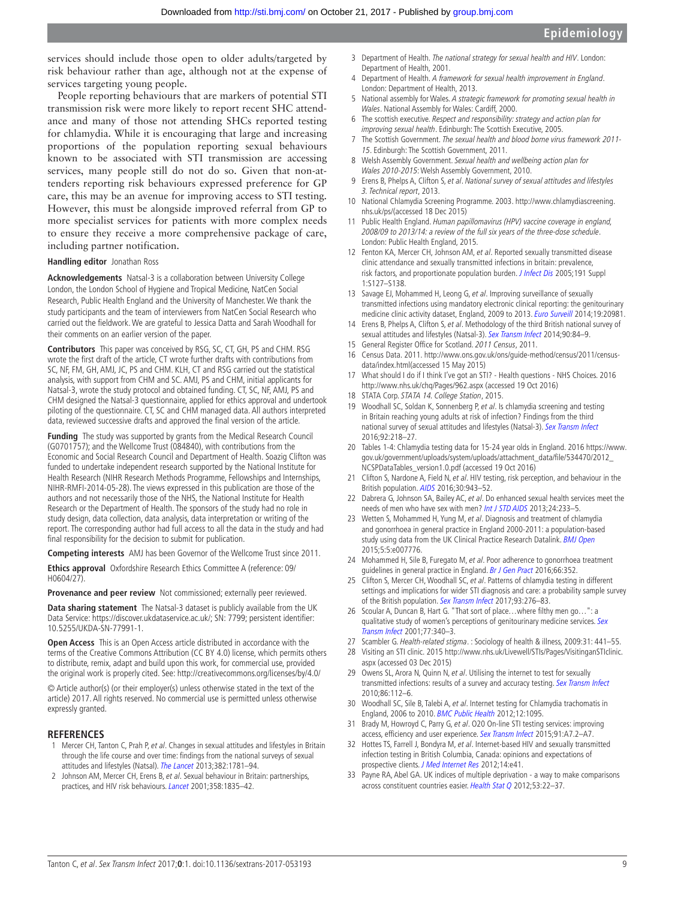services should include those open to older adults/targeted by risk behaviour rather than age, although not at the expense of services targeting young people.

People reporting behaviours that are markers of potential STI transmission risk were more likely to report recent SHC attendance and many of those not attending SHCs reported testing for chlamydia. While it is encouraging that large and increasing proportions of the population reporting sexual behaviours known to be associated with STI transmission are accessing services, many people still do not do so. Given that non-attenders reporting risk behaviours expressed preference for GP care, this may be an avenue for improving access to STI testing. However, this must be alongside improved referral from GP to more specialist services for patients with more complex needs to ensure they receive a more comprehensive package of care, including partner notification.

**Handling editor** Jonathan Ross

**Acknowledgements** Natsal-3 is a collaboration between University College London, the London School of Hygiene and Tropical Medicine, NatCen Social Research, Public Health England and the University of Manchester. We thank the study participants and the team of interviewers from NatCen Social Research who carried out the fieldwork. We are grateful to Jessica Datta and Sarah Woodhall for their comments on an earlier version of the paper.

**Contributors** This paper was conceived by RSG, SC, CT, GH, PS and CHM. RSG wrote the first draft of the article, CT wrote further drafts with contributions from SC, NF, FM, GH, AMJ, JC, PS and CHM. KLH, CT and RSG carried out the statistical analysis, with support from CHM and SC. AMJ, PS and CHM, initial applicants for Natsal-3, wrote the study protocol and obtained funding. CT, SC, NF, AMJ, PS and CHM designed the Natsal-3 questionnaire, applied for ethics approval and undertook piloting of the questionnaire. CT, SC and CHM managed data. All authors interpreted data, reviewed successive drafts and approved the final version of the article.

**Funding** The study was supported by grants from the Medical Research Council (G0701757); and the Wellcome Trust (084840), with contributions from the Economic and Social Research Council and Department of Health. Soazig Clifton was funded to undertake independent research supported by the National Institute for Health Research (NIHR Research Methods Programme, Fellowships and Internships, NIHR-RMFI-2014-05-28). The views expressed in this publication are those of the authors and not necessarily those of the NHS, the National Institute for Health Research or the Department of Health. The sponsors of the study had no role in study design, data collection, data analysis, data interpretation or writing of the report. The corresponding author had full access to all the data in the study and had final responsibility for the decision to submit for publication.

**Competing interests** AMJ has been Governor of the Wellcome Trust since 2011.

**Ethics approval** Oxfordshire Research Ethics Committee A (reference: 09/H0604/27).

**Provenance and peer review** Not commissioned; externally peer reviewed.

**Data sharing statement** The Natsal-3 dataset is publicly available from the UK Data Service: https://discover.ukdataservice.ac.uk/; SN: 7799; persistent identifier: 10.5255/UKDA-SN-77991-1.

**Open Access** This is an Open Access article distributed in accordance with the terms of the Creative Commons Attribution (CC BY 4.0) license, which permits others to distribute, remix, adapt and build upon this work, for commercial use, provided the original work is properly cited. See: http://creativecommons.org/licenses/by/4.0/

© Article author(s) (or their employer(s) unless otherwise stated in the text of the article) 2017. All rights reserved. No commercial use is permitted unless otherwise expressly granted.

## REFERENCES

1. Mercer CH, Tanton C, Prah P, *et al*. Changes in sexual attitudes and lifestyles in Britain through the life course and over time: findings from the national surveys of sexual attitudes and lifestyles (Natsal). *The Lancet* 2013;382:1781–94.
2. Johnson AM, Mercer CH, Erens B, *et al*. Sexual behaviour in Britain: partnerships, practices, and HIV risk behaviours. *Lancet* 2001;358:1835–42.
3. Department of Health. *The national strategy for sexual health and HIV*. London: Department of Health, 2001.
4. Department of Health. *A framework for sexual health improvement in England*. London: Department of Health, 2013.
5. National assembly for Wales. *A strategic framework for promoting sexual health in Wales*. National Assembly for Wales: Cardiff, 2000.
6. The scottish executive. *Respect and responsibility: strategy and action plan for improving sexual health*. Edinburgh: The Scottish Executive, 2005.
7. The Scottish Government. *The sexual health and blood borne virus framework 2011-15*. Edinburgh: The Scottish Government, 2011.
8. Welsh Assembly Government. *Sexual health and wellbeing action plan for Wales 2010-2015*: Welsh Assembly Government, 2010.
9. Erens B, Phelps A, Clifton S, *et al*. *National survey of sexual attitudes and lifestyles 3. Technical report*, 2013.
10. National Chlamydia Screening Programme. 2003. http://www.chlamydiascreening.nhs.uk/ps/(accessed 18 Dec 2015)
11. Public Health England. *Human papillomavirus (HPV) vaccine coverage in england, 2008/09 to 2013/14: a review of the full six years of the three-dose schedule*. London: Public Health England, 2015.
12. Fenton KA, Mercer CH, Johnson AM, *et al*. Reported sexually transmitted disease clinic attendance and sexually transmitted infections in britain: prevalence, risk factors, and proportionate population burden. *J Infect Dis* 2005;191 Suppl 1:S127–S138.
13. Savage EJ, Mohammed H, Leong G, *et al*. Improving surveillance of sexually transmitted infections using mandatory electronic clinical reporting: the genitourinary medicine clinic activity dataset, England, 2009 to 2013. *Euro Surveill* 2014;19:20981.
14. Erens B, Phelps A, Clifton S, *et al*. Methodology of the third British national survey of sexual attitudes and lifestyles (Natsal-3). *Sex Transm Infect* 2014;90:84–9.
15. General Register Office for Scotland. *2011 Census*, 2011.
16. Census Data. 2011. http://www.ons.gov.uk/ons/guide-method/census/2011/census-data/index.html(accessed 15 May 2015)
17. What should I do if I think I've got an STI? - Health questions - NHS Choices. 2016 http://www.nhs.uk/chq/Pages/962.aspx (accessed 19 Oct 2016)
18. STATA Corp. *STATA 14. College Station*, 2015.
19. Woodhall SC, Soldan K, Sonnenberg P, *et al*. Is chlamydia screening and testing in Britain reaching young adults at risk of infection? Findings from the third national survey of sexual attitudes and lifestyles (Natsal-3). *Sex Transm Infect* 2016;92:218–27.
20. Tables 1-4: Chlamydia testing data for 15-24 year olds in England. 2016 https://www.gov.uk/government/uploads/system/uploads/attachment_data/file/534470/2012_NCSPDataTables_version1.0.pdf (accessed 19 Oct 2016)
21. Clifton S, Nardone A, Field N, *et al*. HIV testing, risk perception, and behaviour in the British population. *AIDS* 2016;30:943–52.
22. Dabrera G, Johnson SA, Bailey AC, *et al*. Do enhanced sexual health services meet the needs of men who have sex with men? *Int J STD AIDS* 2013;24:233–5.
23. Wetten S, Mohammed H, Yung M, *et al*. Diagnosis and treatment of chlamydia and gonorrhoea in general practice in England 2000-2011: a population-based study using data from the UK Clinical Practice Research Datalink. *BMJ Open* 2015;5:5:e007776.
24. Mohammed H, Sile B, Furegato M, *et al*. Poor adherence to gonorrhoea treatment guidelines in general practice in England. *Br J Gen Pract* 2016;66:352.
25. Clifton S, Mercer CH, Woodhall SC, *et al*. Patterns of chlamydia testing in different settings and implications for wider STI diagnosis and care: a probability sample survey of the British population. *Sex Transm Infect* 2017;93:276–83.
26. Scoular A, Duncan B, Hart G. "That sort of place…where filthy men go…": a qualitative study of women's perceptions of genitourinary medicine services. *Sex Transm Infect* 2001;77:340–3.
27. Scambler G. *Health-related stigma*. : Sociology of health & illness, 2009:31: 441–55.
28. Visiting an STI clinic. 2015 http://www.nhs.uk/Livewell/STIs/Pages/VisitinganSTIclinic.aspx (accessed 03 Dec 2015)
29. Owens SL, Arora N, Quinn N, *et al*. Utilising the internet to test for sexually transmitted infections: results of a survey and accuracy testing. *Sex Transm Infect* 2010;86:112–6.
30. Woodhall SC, Sile B, Talebi A, *et al*. Internet testing for Chlamydia trachomatis in England, 2006 to 2010. *BMC Public Health* 2012;12:1095.
31. Brady M, Howroyd C, Parry G, *et al*. O20 On-line STI testing services: improving access, efficiency and user experience. *Sex Transm Infect* 2015;91:A7.2–A7.
32. Hottes TS, Farrell J, Bondyra M, *et al*. Internet-based HIV and sexually transmitted infection testing in British Columbia, Canada: opinions and expectations of prospective clients. *J Med Internet Res* 2012;14:e41.
33. Payne RA, Abel GA. UK indices of multiple deprivation - a way to make comparisons across constituent countries easier. *Health Stat Q* 2012;53:22–37.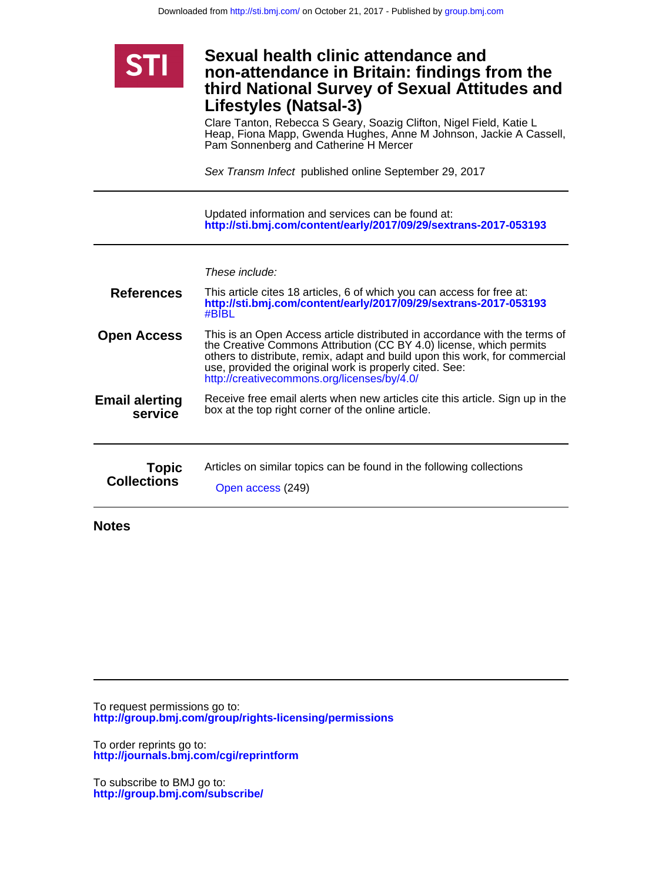Downloaded from http://sti.bmj.com/ on October 21, 2017 - Published by group.bmj.com

STI

# Sexual health clinic attendance and non-attendance in Britain: findings from the third National Survey of Sexual Attitudes and Lifestyles (Natsal-3)

Clare Tanton, Rebecca S Geary, Soazig Clifton, Nigel Field, Katie L Heap, Fiona Mapp, Gwenda Hughes, Anne M Johnson, Jackie A Cassell, Pam Sonnenberg and Catherine H Mercer

*Sex Transm Infect* published online September 29, 2017

Updated information and services can be found at:
**http://sti.bmj.com/content/early/2017/09/29/sextrans-2017-053193**

*These include:*

**References**

This article cites 18 articles, 6 of which you can access for free at:
**http://sti.bmj.com/content/early/2017/09/29/sextrans-2017-053193#BIBL**

**Open Access**

This is an Open Access article distributed in accordance with the terms of the Creative Commons Attribution (CC BY 4.0) license, which permits others to distribute, remix, adapt and build upon this work, for commercial use, provided the original work is properly cited. See: http://creativecommons.org/licenses/by/4.0/

**Email alerting service**

Receive free email alerts when new articles cite this article. Sign up in the box at the top right corner of the online article.

**Topic Collections**

Articles on similar topics can be found in the following collections

Open access (249)

## Notes

To request permissions go to:
**http://group.bmj.com/group/rights-licensing/permissions**

To order reprints go to:
**http://journals.bmj.com/cgi/reprintform**

To subscribe to BMJ go to:
**http://group.bmj.com/subscribe/**